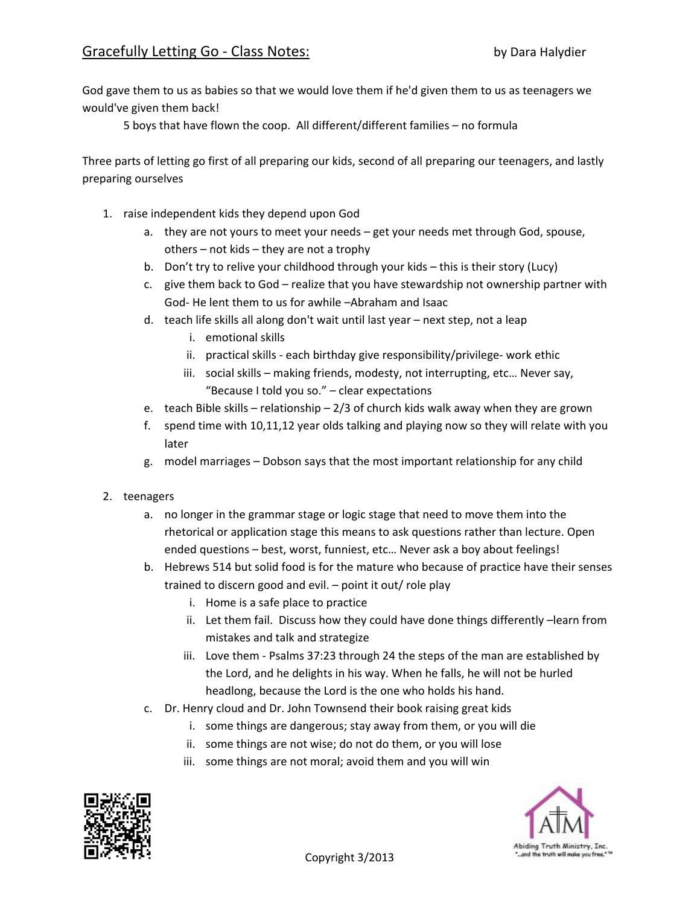# Gracefully Letting Go - Class Notes:

by Dara Halydier

God gave them to us as babies so that we would love them if he'd given them to us as teenagers we would've given them back!

5 boys that have flown the coop. All different/different families – no formula

Three parts of letting go first of all preparing our kids, second of all preparing our teenagers, and lastly preparing ourselves

1. raise independent kids they depend upon God
   a. they are not yours to meet your needs – get your needs met through God, spouse, others – not kids – they are not a trophy
   b. Don't try to relive your childhood through your kids – this is their story (Lucy)
   c. give them back to God – realize that you have stewardship not ownership partner with God- He lent them to us for awhile –Abraham and Isaac
   d. teach life skills all along don't wait until last year – next step, not a leap
      i. emotional skills
      ii. practical skills - each birthday give responsibility/privilege- work ethic
      iii. social skills – making friends, modesty, not interrupting, etc… Never say, "Because I told you so." – clear expectations
   e. teach Bible skills – relationship – 2/3 of church kids walk away when they are grown
   f. spend time with 10,11,12 year olds talking and playing now so they will relate with you later
   g. model marriages – Dobson says that the most important relationship for any child

2. teenagers
   a. no longer in the grammar stage or logic stage that need to move them into the rhetorical or application stage this means to ask questions rather than lecture. Open ended questions – best, worst, funniest, etc… Never ask a boy about feelings!
   b. Hebrews 514 but solid food is for the mature who because of practice have their senses trained to discern good and evil. – point it out/ role play
      i. Home is a safe place to practice
      ii. Let them fail. Discuss how they could have done things differently –learn from mistakes and talk and strategize
      iii. Love them - Psalms 37:23 through 24 the steps of the man are established by the Lord, and he delights in his way. When he falls, he will not be hurled headlong, because the Lord is the one who holds his hand.
   c. Dr. Henry cloud and Dr. John Townsend their book raising great kids
      i. some things are dangerous; stay away from them, or you will die
      ii. some things are not wise; do not do them, or you will lose
      iii. some things are not moral; avoid them and you will win

Copyright 3/2013

Abiding Truth Ministry, Inc.
"...and the truth will make you free."™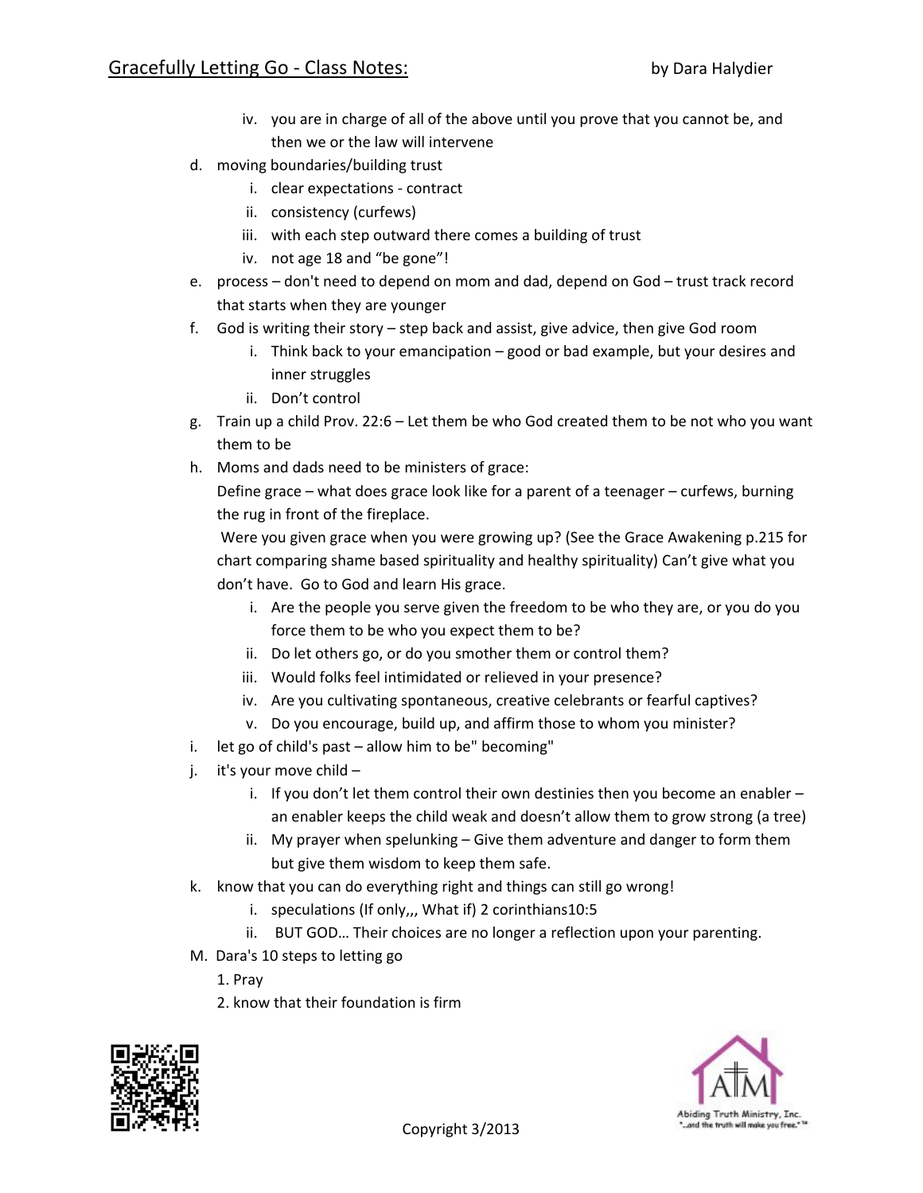- iv. you are in charge of all of the above until you prove that you cannot be, and then we or the law will intervene

d. moving boundaries/building trust
   - i. clear expectations - contract
   - ii. consistency (curfews)
   - iii. with each step outward there comes a building of trust
   - iv. not age 18 and "be gone"!

e. process – don't need to depend on mom and dad, depend on God – trust track record that starts when they are younger

f. God is writing their story – step back and assist, give advice, then give God room
   - i. Think back to your emancipation – good or bad example, but your desires and inner struggles
   - ii. Don't control

g. Train up a child Prov. 22:6 – Let them be who God created them to be not who you want them to be

h. Moms and dads need to be ministers of grace:
   Define grace – what does grace look like for a parent of a teenager – curfews, burning the rug in front of the fireplace.
   Were you given grace when you were growing up? (See the Grace Awakening p.215 for chart comparing shame based spirituality and healthy spirituality) Can't give what you don't have. Go to God and learn His grace.
   - i. Are the people you serve given the freedom to be who they are, or you do you force them to be who you expect them to be?
   - ii. Do let others go, or do you smother them or control them?
   - iii. Would folks feel intimidated or relieved in your presence?
   - iv. Are you cultivating spontaneous, creative celebrants or fearful captives?
   - v. Do you encourage, build up, and affirm those to whom you minister?

i. let go of child's past – allow him to be" becoming"

j. it's your move child –
   - i. If you don't let them control their own destinies then you become an enabler – an enabler keeps the child weak and doesn't allow them to grow strong (a tree)
   - ii. My prayer when spelunking – Give them adventure and danger to form them but give them wisdom to keep them safe.

k. know that you can do everything right and things can still go wrong!
   - i. speculations (If only,,, What if) 2 corinthians10:5
   - ii. BUT GOD… Their choices are no longer a reflection upon your parenting.

M. Dara's 10 steps to letting go
   1. Pray
   2. know that their foundation is firm

Copyright 3/2013

Abiding Truth Ministry, Inc.
"...and the truth will make you free."™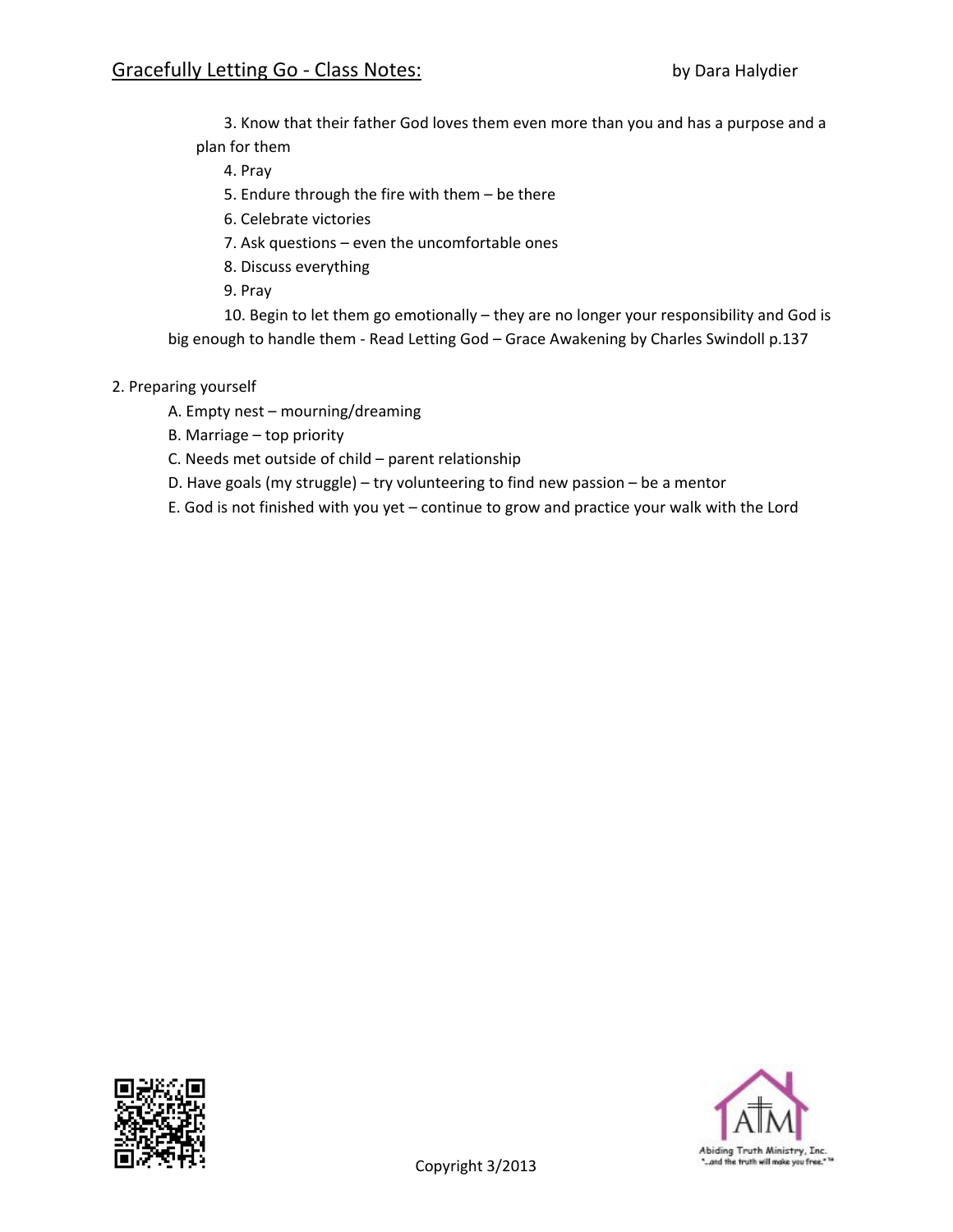3. Know that their father God loves them even more than you and has a purpose and a plan for them
4. Pray
5. Endure through the fire with them – be there
6. Celebrate victories
7. Ask questions – even the uncomfortable ones
8. Discuss everything
9. Pray
10. Begin to let them go emotionally – they are no longer your responsibility and God is big enough to handle them - Read Letting God – Grace Awakening by Charles Swindoll p.137

2. Preparing yourself

A. Empty nest – mourning/dreaming

B. Marriage – top priority

C. Needs met outside of child – parent relationship

D. Have goals (my struggle) – try volunteering to find new passion – be a mentor

E. God is not finished with you yet – continue to grow and practice your walk with the Lord

Copyright 3/2013